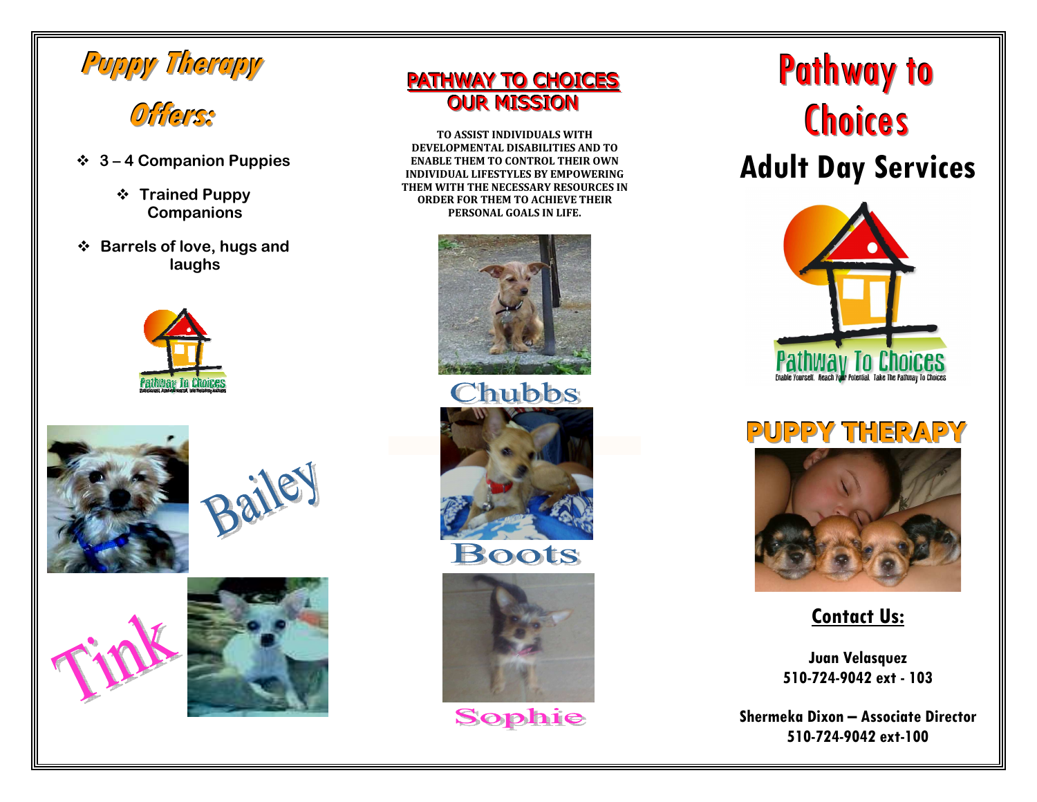# Puppy Therapy Offers:

- 3 – 4 Companion Puppies
- Trained Puppy Companions
- Barrels of love, hugs and laughs

Pathway To Choices

Bailey

Tink

## PATHWAY TO CHOICES OUR MISSION

TO ASSIST INDIVIDUALS WITH DEVELOPMENTAL DISABILITIES AND TO ENABLE THEM TO CONTROL THEIR OWN INDIVIDUAL LIFESTYLES BY EMPOWERING THEM WITH THE NECESSARY RESOURCES IN ORDER FOR THEM TO ACHIEVE THEIR PERSONAL GOALS IN LIFE.

Chubbs

Boots

Sophie

# Pathway to Choices

## Adult Day Services

Pathway To Choices

Enable Yourself. Reach Your Potential. Take The Pathway To Choices

## PUPPY THERAPY

### Contact Us:

**Juan Velasquez**
**510-724-9042 ext - 103**

**Shermeka Dixon – Associate Director**
**510-724-9042 ext-100**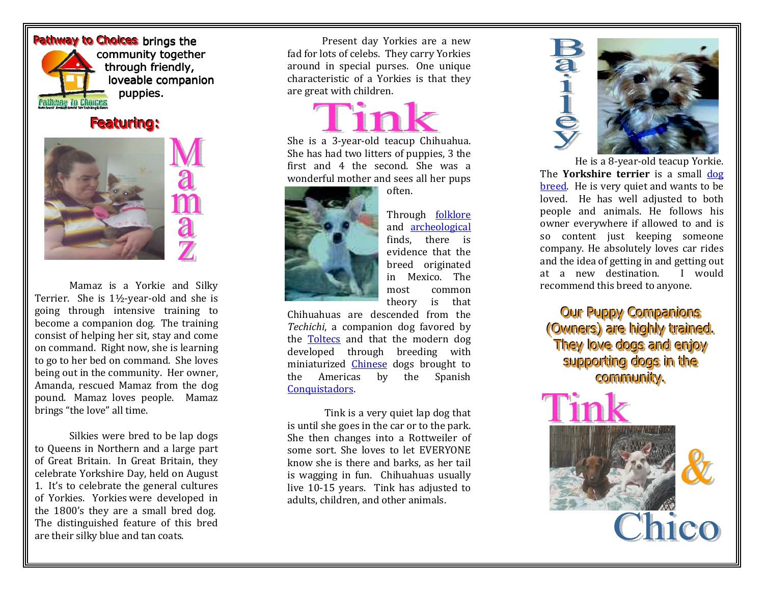**Pathway to Choices** brings the community together through friendly, loveable companion puppies.

Pathway To Choices

## Featuring:

# Mamaz

Mamaz is a Yorkie and Silky Terrier. She is 1½-year-old and she is going through intensive training to become a companion dog. The training consist of helping her sit, stay and come on command. Right now, she is learning to go to her bed on command. She loves being out in the community. Her owner, Amanda, rescued Mamaz from the dog pound. Mamaz loves people. Mamaz brings "the love" all time.

Silkies were bred to be lap dogs to Queens in Northern and a large part of Great Britain. In Great Britain, they celebrate Yorkshire Day, held on August 1. It's to celebrate the general cultures of Yorkies. Yorkies were developed in the 1800's they are a small bred dog. The distinguished feature of this bred are their silky blue and tan coats.

Present day Yorkies are a new fad for lots of celebs. They carry Yorkies around in special purses. One unique characteristic of a Yorkies is that they are great with children.

# Tink

She is a 3-year-old teacup Chihuahua. She has had two litters of puppies, 3 the first and 4 the second. She was a wonderful mother and sees all her pups often.

Through folklore and archeological finds, there is evidence that the breed originated in Mexico. The most common theory is that Chihuahuas are descended from the *Techichi*, a companion dog favored by the Toltecs and that the modern dog developed through breeding with miniaturized Chinese dogs brought to the Americas by the Spanish Conquistadors.

Tink is a very quiet lap dog that is until she goes in the car or to the park. She then changes into a Rottweiler of some sort. She loves to let EVERYONE know she is there and barks, as her tail is wagging in fun. Chihuahuas usually live 10-15 years. Tink has adjusted to adults, children, and other animals.

# Bailey

He is a 8-year-old teacup Yorkie. The **Yorkshire terrier** is a small dog breed. He is very quiet and wants to be loved. He has well adjusted to both people and animals. He follows his owner everywhere if allowed to and is so content just keeping someone company. He absolutely loves car rides and the idea of getting in and getting out at a new destination. I would recommend this breed to anyone.

Our Puppy Companions (Owners) are highly trained. They love dogs and enjoy supporting dogs in the community.

# Tink & Chico